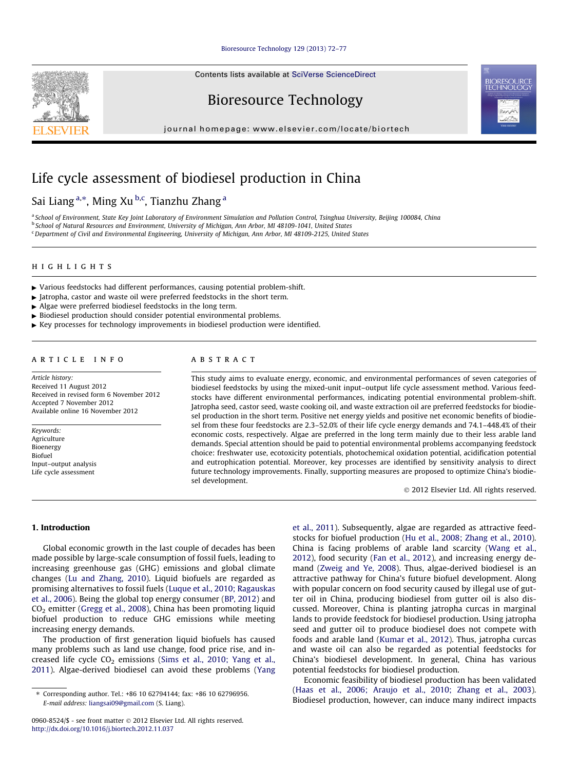# Life cycle assessment of biodiesel production in China

Sai Liang [a,*], Ming Xu [b,c], Tianzhu Zhang [a]

[a] School of Environment, State Key Joint Laboratory of Environment Simulation and Pollution Control, Tsinghua University, Beijing 100084, China
[b] School of Natural Resources and Environment, University of Michigan, Ann Arbor, MI 48109-1041, United States
[c] Department of Civil and Environmental Engineering, University of Michigan, Ann Arbor, MI 48109-2125, United States

## HIGHLIGHTS

- ▶ Various feedstocks had different performances, causing potential problem-shift.
- ▶ Jatropha, castor and waste oil were preferred feedstocks in the short term.
- ▶ Algae were preferred biodiesel feedstocks in the long term.
- ▶ Biodiesel production should consider potential environmental problems.
- ▶ Key processes for technology improvements in biodiesel production were identified.

## ARTICLE INFO

*Article history:*
Received 11 August 2012
Received in revised form 6 November 2012
Accepted 7 November 2012
Available online 16 November 2012

*Keywords:*
Agriculture
Bioenergy
Biofuel
Input–output analysis
Life cycle assessment

## ABSTRACT

This study aims to evaluate energy, economic, and environmental performances of seven categories of biodiesel feedstocks by using the mixed-unit input–output life cycle assessment method. Various feedstocks have different environmental performances, indicating potential environmental problem-shift. Jatropha seed, castor seed, waste cooking oil, and waste extraction oil are preferred feedstocks for biodiesel production in the short term. Positive net energy yields and positive net economic benefits of biodiesel from these four feedstocks are 2.3–52.0% of their life cycle energy demands and 74.1–448.4% of their economic costs, respectively. Algae are preferred in the long term mainly due to their less arable land demands. Special attention should be paid to potential environmental problems accompanying feedstock choice: freshwater use, ecotoxicity potentials, photochemical oxidation potential, acidification potential and eutrophication potential. Moreover, key processes are identified by sensitivity analysis to direct future technology improvements. Finally, supporting measures are proposed to optimize China's biodiesel development.

© 2012 Elsevier Ltd. All rights reserved.

## 1. Introduction

Global economic growth in the last couple of decades has been made possible by large-scale consumption of fossil fuels, leading to increasing greenhouse gas (GHG) emissions and global climate changes (Lu and Zhang, 2010). Liquid biofuels are regarded as promising alternatives to fossil fuels (Luque et al., 2010; Ragauskas et al., 2006). Being the global top energy consumer (BP, 2012) and $CO_2$ emitter (Gregg et al., 2008), China has been promoting liquid biofuel production to reduce GHG emissions while meeting increasing energy demands.

The production of first generation liquid biofuels has caused many problems such as land use change, food price rise, and increased life cycle $CO_2$ emissions (Sims et al., 2010; Yang et al., 2011). Algae-derived biodiesel can avoid these problems (Yang et al., 2011). Subsequently, algae are regarded as attractive feedstocks for biofuel production (Hu et al., 2008; Zhang et al., 2010). China is facing problems of arable land scarcity (Wang et al., 2012), food security (Fan et al., 2012), and increasing energy demand (Zweig and Ye, 2008). Thus, algae-derived biodiesel is an attractive pathway for China's future biofuel development. Along with popular concern on food security caused by illegal use of gutter oil in China, producing biodiesel from gutter oil is also discussed. Moreover, China is planting jatropha curcas in marginal lands to provide feedstock for biodiesel production. Using jatropha seed and gutter oil to produce biodiesel does not compete with foods and arable land (Kumar et al., 2012). Thus, jatropha curcas and waste oil can also be regarded as potential feedstocks for China's biodiesel development. In general, China has various potential feedstocks for biodiesel production.

Economic feasibility of biodiesel production has been validated (Haas et al., 2006; Araujo et al., 2010; Zhang et al., 2003). Biodiesel production, however, can induce many indirect impacts

* Corresponding author. Tel.: +86 10 62794144; fax: +86 10 62796956.
*E-mail address:* liangsai09@gmail.com (S. Liang).

0960-8524/$ - see front matter © 2012 Elsevier Ltd. All rights reserved.
http://dx.doi.org/10.1016/j.biortech.2012.11.037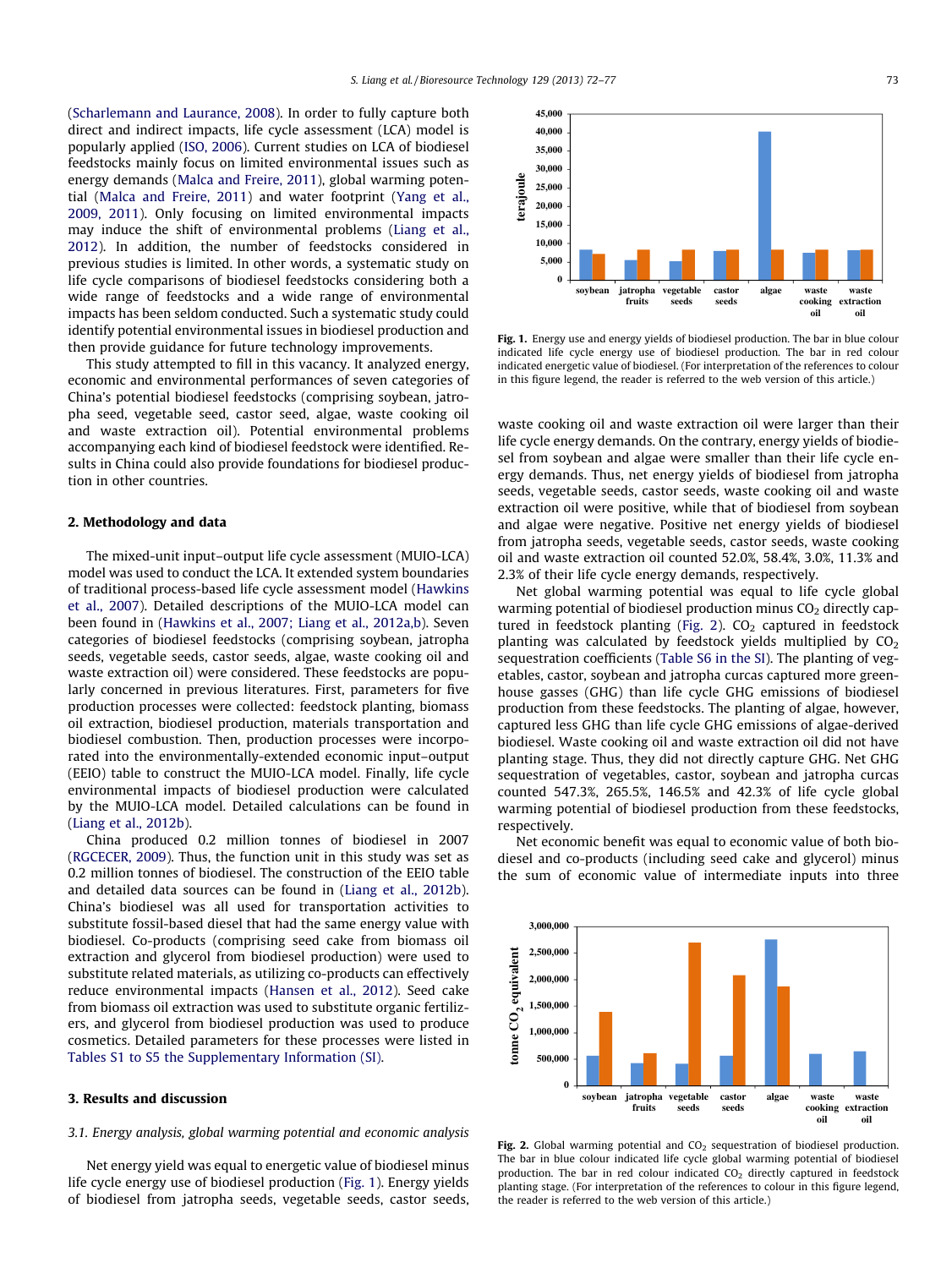(Scharlemann and Laurance, 2008). In order to fully capture both direct and indirect impacts, life cycle assessment (LCA) model is popularly applied (ISO, 2006). Current studies on LCA of biodiesel feedstocks mainly focus on limited environmental issues such as energy demands (Malca and Freire, 2011), global warming potential (Malca and Freire, 2011) and water footprint (Yang et al., 2009, 2011). Only focusing on limited environmental impacts may induce the shift of environmental problems (Liang et al., 2012). In addition, the number of feedstocks considered in previous studies is limited. In other words, a systematic study on life cycle comparisons of biodiesel feedstocks considering both a wide range of feedstocks and a wide range of environmental impacts has been seldom conducted. Such a systematic study could identify potential environmental issues in biodiesel production and then provide guidance for future technology improvements.

This study attempted to fill in this vacancy. It analyzed energy, economic and environmental performances of seven categories of China's potential biodiesel feedstocks (comprising soybean, jatropha seed, vegetable seed, castor seed, algae, waste cooking oil and waste extraction oil). Potential environmental problems accompanying each kind of biodiesel feedstock were identified. Results in China could also provide foundations for biodiesel production in other countries.

## 2. Methodology and data

The mixed-unit input–output life cycle assessment (MUIO-LCA) model was used to conduct the LCA. It extended system boundaries of traditional process-based life cycle assessment model (Hawkins et al., 2007). Detailed descriptions of the MUIO-LCA model can been found in (Hawkins et al., 2007; Liang et al., 2012a,b). Seven categories of biodiesel feedstocks (comprising soybean, jatropha seeds, vegetable seeds, castor seeds, algae, waste cooking oil and waste extraction oil) were considered. These feedstocks are popularly concerned in previous literatures. First, parameters for five production processes were collected: feedstock planting, biomass oil extraction, biodiesel production, materials transportation and biodiesel combustion. Then, production processes were incorporated into the environmentally-extended economic input–output (EEIO) table to construct the MUIO-LCA model. Finally, life cycle environmental impacts of biodiesel production were calculated by the MUIO-LCA model. Detailed calculations can be found in (Liang et al., 2012b).

China produced 0.2 million tonnes of biodiesel in 2007 (RGCECER, 2009). Thus, the function unit in this study was set as 0.2 million tonnes of biodiesel. The construction of the EEIO table and detailed data sources can be found in (Liang et al., 2012b). China's biodiesel was all used for transportation activities to substitute fossil-based diesel that had the same energy value with biodiesel. Co-products (comprising seed cake from biomass oil extraction and glycerol from biodiesel production) were used to substitute related materials, as utilizing co-products can effectively reduce environmental impacts (Hansen et al., 2012). Seed cake from biomass oil extraction was used to substitute organic fertilizers, and glycerol from biodiesel production was used to produce cosmetics. Detailed parameters for these processes were listed in Tables S1 to S5 the Supplementary Information (SI).

## 3. Results and discussion

### 3.1. Energy analysis, global warming potential and economic analysis

Net energy yield was equal to energetic value of biodiesel minus life cycle energy use of biodiesel production (Fig. 1). Energy yields of biodiesel from jatropha seeds, vegetable seeds, castor seeds, waste cooking oil and waste extraction oil were larger than their life cycle energy demands. On the contrary, energy yields of biodiesel from soybean and algae were smaller than their life cycle energy demands. Thus, net energy yields of biodiesel from jatropha seeds, vegetable seeds, castor seeds, waste cooking oil and waste extraction oil were positive, while that of biodiesel from soybean and algae were negative. Positive net energy yields of biodiesel from jatropha seeds, vegetable seeds, castor seeds, waste cooking oil and waste extraction oil counted 52.0%, 58.4%, 3.0%, 11.3% and 2.3% of their life cycle energy demands, respectively.

Fig. 1. Energy use and energy yields of biodiesel production. The bar in blue colour indicated life cycle energy use of biodiesel production. The bar in red colour indicated energetic value of biodiesel. (For interpretation of the references to colour in this figure legend, the reader is referred to the web version of this article.)

Net global warming potential was equal to life cycle global warming potential of biodiesel production minus $CO_2$ directly captured in feedstock planting (Fig. 2). $CO_2$ captured in feedstock planting was calculated by feedstock yields multiplied by $CO_2$ sequestration coefficients (Table S6 in the SI). The planting of vegetables, castor, soybean and jatropha curcas captured more greenhouse gasses (GHG) than life cycle GHG emissions of biodiesel production from these feedstocks. The planting of algae, however, captured less GHG than life cycle GHG emissions of algae-derived biodiesel. Waste cooking oil and waste extraction oil did not have planting stage. Thus, they did not directly capture GHG. Net GHG sequestration of vegetables, castor, soybean and jatropha curcas counted 547.3%, 265.5%, 146.5% and 42.3% of life cycle global warming potential of biodiesel production from these feedstocks, respectively.

Net economic benefit was equal to economic value of both biodiesel and co-products (including seed cake and glycerol) minus the sum of economic value of intermediate inputs into three

Fig. 2. Global warming potential and $CO_2$ sequestration of biodiesel production. The bar in blue colour indicated life cycle global warming potential of biodiesel production. The bar in red colour indicated $CO_2$ directly captured in feedstock planting stage. (For interpretation of the references to colour in this figure legend, the reader is referred to the web version of this article.)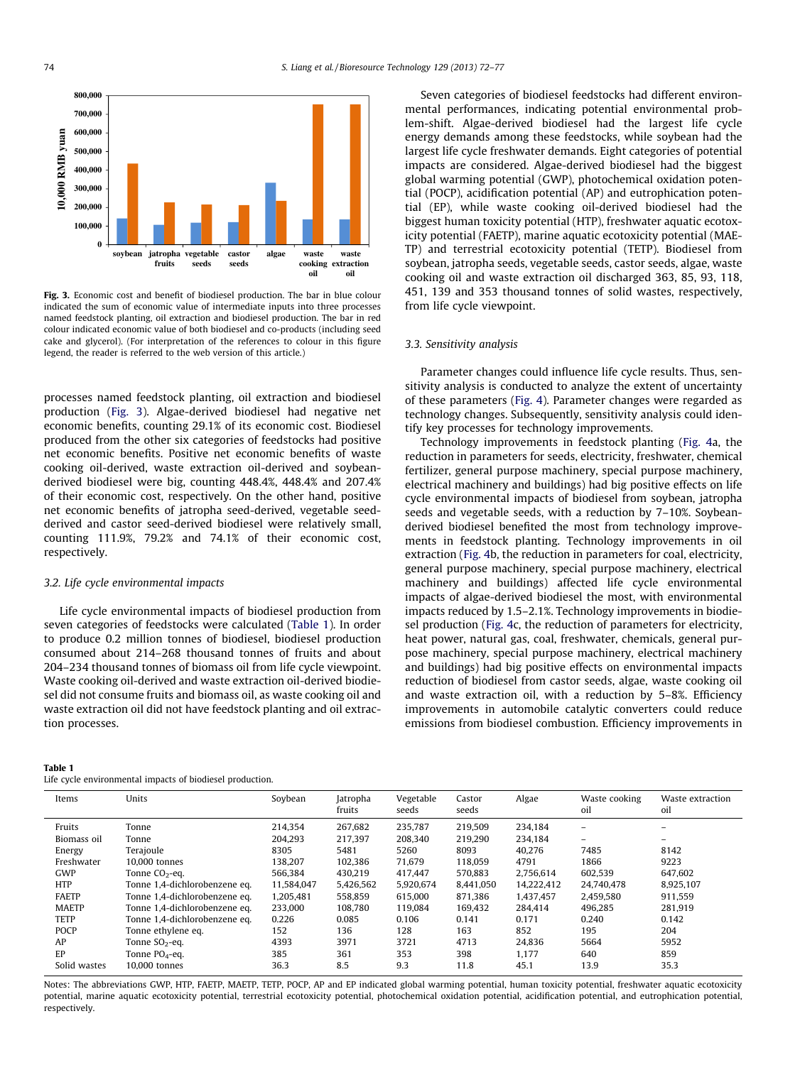Fig. 3. Economic cost and benefit of biodiesel production. The bar in blue colour indicated the sum of economic value of intermediate inputs into three processes named feedstock planting, oil extraction and biodiesel production. The bar in red colour indicated economic value of both biodiesel and co-products (including seed cake and glycerol). (For interpretation of the references to colour in this figure legend, the reader is referred to the web version of this article.)

processes named feedstock planting, oil extraction and biodiesel production (Fig. 3). Algae-derived biodiesel had negative net economic benefits, counting 29.1% of its economic cost. Biodiesel produced from the other six categories of feedstocks had positive net economic benefits. Positive net economic benefits of waste cooking oil-derived, waste extraction oil-derived and soybean-derived biodiesel were big, counting 448.4%, 448.4% and 207.4% of their economic cost, respectively. On the other hand, positive net economic benefits of jatropha seed-derived, vegetable seed-derived and castor seed-derived biodiesel were relatively small, counting 111.9%, 79.2% and 74.1% of their economic cost, respectively.

### 3.2. Life cycle environmental impacts

Life cycle environmental impacts of biodiesel production from seven categories of feedstocks were calculated (Table 1). In order to produce 0.2 million tonnes of biodiesel, biodiesel production consumed about 214–268 thousand tonnes of fruits and about 204–234 thousand tonnes of biomass oil from life cycle viewpoint. Waste cooking oil-derived and waste extraction oil-derived biodiesel did not consume fruits and biomass oil, as waste cooking oil and waste extraction oil did not have feedstock planting and oil extraction processes.

Seven categories of biodiesel feedstocks had different environmental performances, indicating potential environmental problem-shift. Algae-derived biodiesel had the largest life cycle energy demands among these feedstocks, while soybean had the largest life cycle freshwater demands. Eight categories of potential impacts are considered. Algae-derived biodiesel had the biggest global warming potential (GWP), photochemical oxidation potential (POCP), acidification potential (AP) and eutrophication potential (EP), while waste cooking oil-derived biodiesel had the biggest human toxicity potential (HTP), freshwater aquatic ecotoxicity potential (FAETP), marine aquatic ecotoxicity potential (MAETP) and terrestrial ecotoxicity potential (TETP). Biodiesel from soybean, jatropha seeds, vegetable seeds, castor seeds, algae, waste cooking oil and waste extraction oil discharged 363, 85, 93, 118, 451, 139 and 353 thousand tonnes of solid wastes, respectively, from life cycle viewpoint.

### 3.3. Sensitivity analysis

Parameter changes could influence life cycle results. Thus, sensitivity analysis is conducted to analyze the extent of uncertainty of these parameters (Fig. 4). Parameter changes were regarded as technology changes. Subsequently, sensitivity analysis could identify key processes for technology improvements.

Technology improvements in feedstock planting (Fig. 4a, the reduction in parameters for seeds, electricity, freshwater, chemical fertilizer, general purpose machinery, special purpose machinery, electrical machinery and buildings) had big positive effects on life cycle environmental impacts of biodiesel from soybean, jatropha seeds and vegetable seeds, with a reduction by 7–10%. Soybean-derived biodiesel benefited the most from technology improvements in feedstock planting. Technology improvements in oil extraction (Fig. 4b, the reduction in parameters for coal, electricity, general purpose machinery, special purpose machinery, electrical machinery and buildings) affected life cycle environmental impacts of algae-derived biodiesel the most, with environmental impacts reduced by 1.5–2.1%. Technology improvements in biodiesel production (Fig. 4c, the reduction of parameters for electricity, heat power, natural gas, coal, freshwater, chemicals, general purpose machinery, special purpose machinery, electrical machinery and buildings) had big positive effects on environmental impacts reduction of biodiesel from castor seeds, algae, waste cooking oil and waste extraction oil, with a reduction by 5–8%. Efficiency improvements in automobile catalytic converters could reduce emissions from biodiesel combustion. Efficiency improvements in

Table 1
Life cycle environmental impacts of biodiesel production.

| Items | Units | Soybean | Jatropha fruits | Vegetable seeds | Castor seeds | Algae | Waste cooking oil | Waste extraction oil |
|---|---|---|---|---|---|---|---|---|
| Fruits | Tonne | 214,354 | 267,682 | 235,787 | 219,509 | 234,184 | – | – |
| Biomass oil | Tonne | 204,293 | 217,397 | 208,340 | 219,290 | 234,184 | – | – |
| Energy | Terajoule | 8305 | 5481 | 5260 | 8093 | 40,276 | 7485 | 8142 |
| Freshwater | 10,000 tonnes | 138,207 | 102,386 | 71,679 | 118,059 | 4791 | 1866 | 9223 |
| GWP | Tonne $CO_2$-eq. | 566,384 | 430,219 | 417,447 | 570,883 | 2,756,614 | 602,539 | 647,602 |
| HTP | Tonne 1,4-dichlorobenzene eq. | 11,584,047 | 5,426,562 | 5,920,674 | 8,441,050 | 14,222,412 | 24,740,478 | 8,925,107 |
| FAETP | Tonne 1,4-dichlorobenzene eq. | 1,205,481 | 558,859 | 615,000 | 871,386 | 1,437,457 | 2,459,580 | 911,559 |
| MAETP | Tonne 1,4-dichlorobenzene eq. | 233,000 | 108,780 | 119,084 | 169,432 | 284,414 | 496,285 | 281,919 |
| TETP | Tonne 1,4-dichlorobenzene eq. | 0.226 | 0.085 | 0.106 | 0.141 | 0.171 | 0.240 | 0.142 |
| POCP | Tonne ethylene eq. | 152 | 136 | 128 | 163 | 852 | 195 | 204 |
| AP | Tonne $SO_2$-eq. | 4393 | 3971 | 3721 | 4713 | 24,836 | 5664 | 5952 |
| EP | Tonne $PO_4$-eq. | 385 | 361 | 353 | 398 | 1,177 | 640 | 859 |
| Solid wastes | 10,000 tonnes | 36.3 | 8.5 | 9.3 | 11.8 | 45.1 | 13.9 | 35.3 |

Notes: The abbreviations GWP, HTP, FAETP, MAETP, TETP, POCP, AP and EP indicated global warming potential, human toxicity potential, freshwater aquatic ecotoxicity potential, marine aquatic ecotoxicity potential, terrestrial ecotoxicity potential, photochemical oxidation potential, acidification potential, and eutrophication potential, respectively.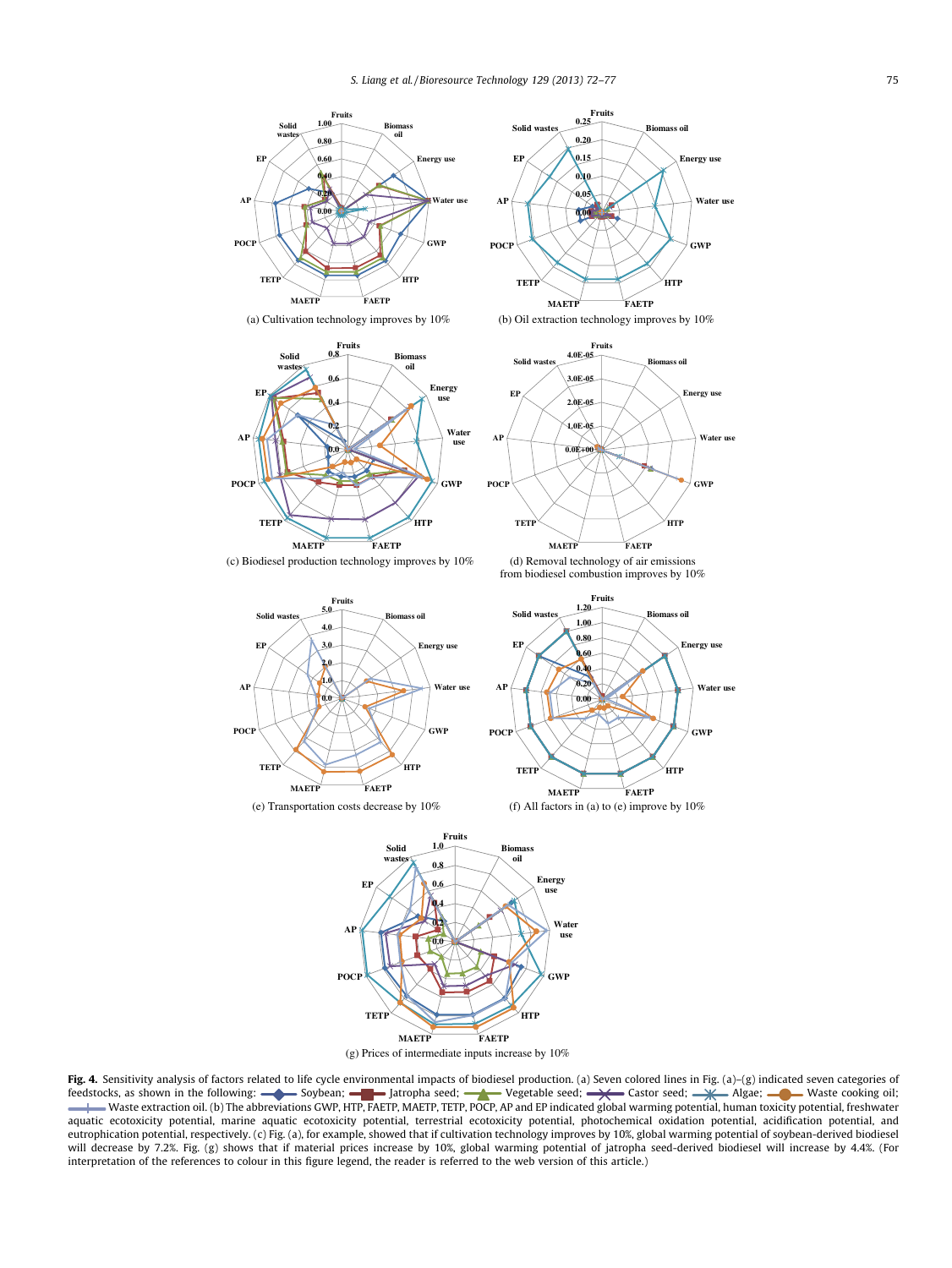(a) Cultivation technology improves by 10%

(b) Oil extraction technology improves by 10%

(c) Biodiesel production technology improves by 10%

(d) Removal technology of air emissions from biodiesel combustion improves by 10%

(e) Transportation costs decrease by 10%

(f) All factors in (a) to (e) improve by 10%

(g) Prices of intermediate inputs increase by 10%

**Fig. 4.** Sensitivity analysis of factors related to life cycle environmental impacts of biodiesel production. (a) Seven colored lines in Fig. (a)–(g) indicated seven categories of feedstocks, as shown in the following: Soybean; Jatropha seed; Vegetable seed; Castor seed; Algae; Waste cooking oil; Waste extraction oil. (b) The abbreviations GWP, HTP, FAETP, MAETP, TETP, POCP, AP and EP indicated global warming potential, human toxicity potential, freshwater aquatic ecotoxicity potential, marine aquatic ecotoxicity potential, terrestrial ecotoxicity potential, photochemical oxidation potential, acidification potential, and eutrophication potential, respectively. (c) Fig. (a), for example, showed that if cultivation technology improves by 10%, global warming potential of soybean-derived biodiesel will decrease by 7.2%. Fig. (g) shows that if material prices increase by 10%, global warming potential of jatropha seed-derived biodiesel will increase by 4.4%. (For interpretation of the references to colour in this figure legend, the reader is referred to the web version of this article.)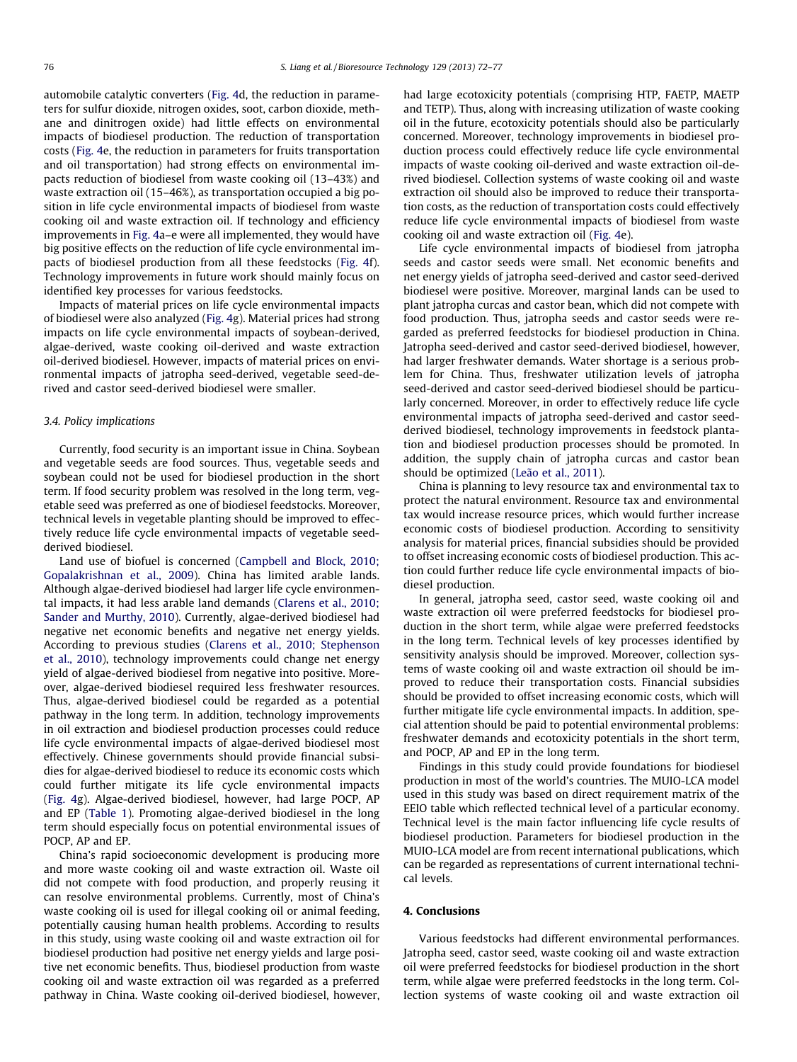automobile catalytic converters (Fig. 4d, the reduction in parameters for sulfur dioxide, nitrogen oxides, soot, carbon dioxide, methane and dinitrogen oxide) had little effects on environmental impacts of biodiesel production. The reduction of transportation costs (Fig. 4e, the reduction in parameters for fruits transportation and oil transportation) had strong effects on environmental impacts reduction of biodiesel from waste cooking oil (13–43%) and waste extraction oil (15–46%), as transportation occupied a big position in life cycle environmental impacts of biodiesel from waste cooking oil and waste extraction oil. If technology and efficiency improvements in Fig. 4a–e were all implemented, they would have big positive effects on the reduction of life cycle environmental impacts of biodiesel production from all these feedstocks (Fig. 4f). Technology improvements in future work should mainly focus on identified key processes for various feedstocks.

Impacts of material prices on life cycle environmental impacts of biodiesel were also analyzed (Fig. 4g). Material prices had strong impacts on life cycle environmental impacts of soybean-derived, algae-derived, waste cooking oil-derived and waste extraction oil-derived biodiesel. However, impacts of material prices on environmental impacts of jatropha seed-derived, vegetable seed-derived and castor seed-derived biodiesel were smaller.

### 3.4. Policy implications

Currently, food security is an important issue in China. Soybean and vegetable seeds are food sources. Thus, vegetable seeds and soybean could not be used for biodiesel production in the short term. If food security problem was resolved in the long term, vegetable seed was preferred as one of biodiesel feedstocks. Moreover, technical levels in vegetable planting should be improved to effectively reduce life cycle environmental impacts of vegetable seed-derived biodiesel.

Land use of biofuel is concerned (Campbell and Block, 2010; Gopalakrishnan et al., 2009). China has limited arable lands. Although algae-derived biodiesel had larger life cycle environmental impacts, it had less arable land demands (Clarens et al., 2010; Sander and Murthy, 2010). Currently, algae-derived biodiesel had negative net economic benefits and negative net energy yields. According to previous studies (Clarens et al., 2010; Stephenson et al., 2010), technology improvements could change net energy yield of algae-derived biodiesel from negative into positive. Moreover, algae-derived biodiesel required less freshwater resources. Thus, algae-derived biodiesel could be regarded as a potential pathway in the long term. In addition, technology improvements in oil extraction and biodiesel production processes could reduce life cycle environmental impacts of algae-derived biodiesel most effectively. Chinese governments should provide financial subsidies for algae-derived biodiesel to reduce its economic costs which could further mitigate its life cycle environmental impacts (Fig. 4g). Algae-derived biodiesel, however, had large POCP, AP and EP (Table 1). Promoting algae-derived biodiesel in the long term should especially focus on potential environmental issues of POCP, AP and EP.

China's rapid socioeconomic development is producing more and more waste cooking oil and waste extraction oil. Waste oil did not compete with food production, and properly reusing it can resolve environmental problems. Currently, most of China's waste cooking oil is used for illegal cooking oil or animal feeding, potentially causing human health problems. According to results in this study, using waste cooking oil and waste extraction oil for biodiesel production had positive net energy yields and large positive net economic benefits. Thus, biodiesel production from waste cooking oil and waste extraction oil was regarded as a preferred pathway in China. Waste cooking oil-derived biodiesel, however, had large ecotoxicity potentials (comprising HTP, FAETP, MAETP and TETP). Thus, along with increasing utilization of waste cooking oil in the future, ecotoxicity potentials should also be particularly concerned. Moreover, technology improvements in biodiesel production process could effectively reduce life cycle environmental impacts of waste cooking oil-derived and waste extraction oil-derived biodiesel. Collection systems of waste cooking oil and waste extraction oil should also be improved to reduce their transportation costs, as the reduction of transportation costs could effectively reduce life cycle environmental impacts of biodiesel from waste cooking oil and waste extraction oil (Fig. 4e).

Life cycle environmental impacts of biodiesel from jatropha seeds and castor seeds were small. Net economic benefits and net energy yields of jatropha seed-derived and castor seed-derived biodiesel were positive. Moreover, marginal lands can be used to plant jatropha curcas and castor bean, which did not compete with food production. Thus, jatropha seeds and castor seeds were regarded as preferred feedstocks for biodiesel production in China. Jatropha seed-derived and castor seed-derived biodiesel, however, had larger freshwater demands. Water shortage is a serious problem for China. Thus, freshwater utilization levels of jatropha seed-derived and castor seed-derived biodiesel should be particularly concerned. Moreover, in order to effectively reduce life cycle environmental impacts of jatropha seed-derived and castor seed-derived biodiesel, technology improvements in feedstock plantation and biodiesel production processes should be promoted. In addition, the supply chain of jatropha curcas and castor bean should be optimized (Leão et al., 2011).

China is planning to levy resource tax and environmental tax to protect the natural environment. Resource tax and environmental tax would increase resource prices, which would further increase economic costs of biodiesel production. According to sensitivity analysis for material prices, financial subsidies should be provided to offset increasing economic costs of biodiesel production. This action could further reduce life cycle environmental impacts of biodiesel production.

In general, jatropha seed, castor seed, waste cooking oil and waste extraction oil were preferred feedstocks for biodiesel production in the short term, while algae were preferred feedstocks in the long term. Technical levels of key processes identified by sensitivity analysis should be improved. Moreover, collection systems of waste cooking oil and waste extraction oil should be improved to reduce their transportation costs. Financial subsidies should be provided to offset increasing economic costs, which will further mitigate life cycle environmental impacts. In addition, special attention should be paid to potential environmental problems: freshwater demands and ecotoxicity potentials in the short term, and POCP, AP and EP in the long term.

Findings in this study could provide foundations for biodiesel production in most of the world's countries. The MUIO-LCA model used in this study was based on direct requirement matrix of the EEIO table which reflected technical level of a particular economy. Technical level is the main factor influencing life cycle results of biodiesel production. Parameters for biodiesel production in the MUIO-LCA model are from recent international publications, which can be regarded as representations of current international technical levels.

## 4. Conclusions

Various feedstocks had different environmental performances. Jatropha seed, castor seed, waste cooking oil and waste extraction oil were preferred feedstocks for biodiesel production in the short term, while algae were preferred feedstocks in the long term. Collection systems of waste cooking oil and waste extraction oil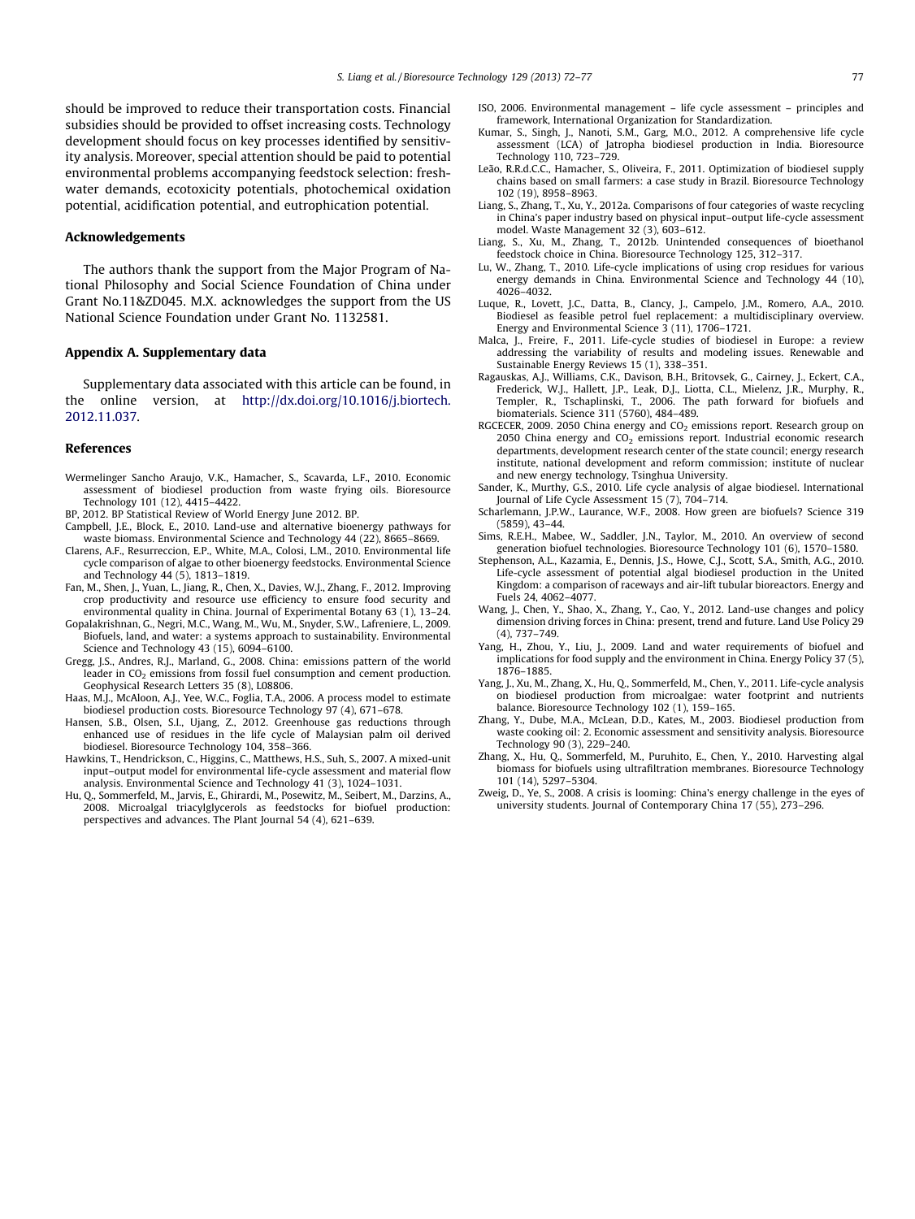should be improved to reduce their transportation costs. Financial subsidies should be provided to offset increasing costs. Technology development should focus on key processes identified by sensitivity analysis. Moreover, special attention should be paid to potential environmental problems accompanying feedstock selection: freshwater demands, ecotoxicity potentials, photochemical oxidation potential, acidification potential, and eutrophication potential.

## Acknowledgements

The authors thank the support from the Major Program of National Philosophy and Social Science Foundation of China under Grant No.11&ZD045. M.X. acknowledges the support from the US National Science Foundation under Grant No. 1132581.

## Appendix A. Supplementary data

Supplementary data associated with this article can be found, in the online version, at http://dx.doi.org/10.1016/j.biortech.2012.11.037.

## References

Wermelinger Sancho Araujo, V.K., Hamacher, S., Scavarda, L.F., 2010. Economic assessment of biodiesel production from waste frying oils. Bioresource Technology 101 (12), 4415–4422.

BP, 2012. BP Statistical Review of World Energy June 2012. BP.

Campbell, J.E., Block, E., 2010. Land-use and alternative bioenergy pathways for waste biomass. Environmental Science and Technology 44 (22), 8665–8669.

Clarens, A.F., Resurreccion, E.P., White, M.A., Colosi, L.M., 2010. Environmental life cycle comparison of algae to other bioenergy feedstocks. Environmental Science and Technology 44 (5), 1813–1819.

Fan, M., Shen, J., Yuan, L., Jiang, R., Chen, X., Davies, W.J., Zhang, F., 2012. Improving crop productivity and resource use efficiency to ensure food security and environmental quality in China. Journal of Experimental Botany 63 (1), 13–24.

Gopalakrishnan, G., Negri, M.C., Wang, M., Wu, M., Snyder, S.W., Lafreniere, L., 2009. Biofuels, land, and water: a systems approach to sustainability. Environmental Science and Technology 43 (15), 6094–6100.

Gregg, J.S., Andres, R.J., Marland, G., 2008. China: emissions pattern of the world leader in $CO_2$ emissions from fossil fuel consumption and cement production. Geophysical Research Letters 35 (8), L08806.

Haas, M.J., McAloon, A.J., Yee, W.C., Foglia, T.A., 2006. A process model to estimate biodiesel production costs. Bioresource Technology 97 (4), 671–678.

Hansen, S.B., Olsen, S.I., Ujang, Z., 2012. Greenhouse gas reductions through enhanced use of residues in the life cycle of Malaysian palm oil derived biodiesel. Bioresource Technology 104, 358–366.

Hawkins, T., Hendrickson, C., Higgins, C., Matthews, H.S., Suh, S., 2007. A mixed-unit input–output model for environmental life-cycle assessment and material flow analysis. Environmental Science and Technology 41 (3), 1024–1031.

Hu, Q., Sommerfeld, M., Jarvis, E., Ghirardi, M., Posewitz, M., Seibert, M., Darzins, A., 2008. Microalgal triacylglycerols as feedstocks for biofuel production: perspectives and advances. The Plant Journal 54 (4), 621–639.

ISO, 2006. Environmental management – life cycle assessment – principles and framework, International Organization for Standardization.

Kumar, S., Singh, J., Nanoti, S.M., Garg, M.O., 2012. A comprehensive life cycle assessment (LCA) of Jatropha biodiesel production in India. Bioresource Technology 110, 723–729.

Leão, R.R.d.C.C., Hamacher, S., Oliveira, F., 2011. Optimization of biodiesel supply chains based on small farmers: a case study in Brazil. Bioresource Technology 102 (19), 8958–8963.

Liang, S., Zhang, T., Xu, Y., 2012a. Comparisons of four categories of waste recycling in China's paper industry based on physical input–output life-cycle assessment model. Waste Management 32 (3), 603–612.

Liang, S., Xu, M., Zhang, T., 2012b. Unintended consequences of bioethanol feedstock choice in China. Bioresource Technology 125, 312–317.

Lu, W., Zhang, T., 2010. Life-cycle implications of using crop residues for various energy demands in China. Environmental Science and Technology 44 (10), 4026–4032.

Luque, R., Lovett, J.C., Datta, B., Clancy, J., Campelo, J.M., Romero, A.A., 2010. Biodiesel as feasible petrol fuel replacement: a multidisciplinary overview. Energy and Environmental Science 3 (11), 1706–1721.

Malca, J., Freire, F., 2011. Life-cycle studies of biodiesel in Europe: a review addressing the variability of results and modeling issues. Renewable and Sustainable Energy Reviews 15 (1), 338–351.

Ragauskas, A.J., Williams, C.K., Davison, B.H., Britovsek, G., Cairney, J., Eckert, C.A., Frederick, W.J., Hallett, J.P., Leak, D.J., Liotta, C.L., Mielenz, J.R., Murphy, R., Templer, R., Tschaplinski, T., 2006. The path forward for biofuels and biomaterials. Science 311 (5760), 484–489.

RGCECER, 2009. 2050 China energy and $CO_2$ emissions report. Research group on 2050 China energy and $CO_2$ emissions report. Industrial economic research departments, development research center of the state council; energy research institute, national development and reform commission; institute of nuclear and new energy technology, Tsinghua University.

Sander, K., Murthy, G.S., 2010. Life cycle analysis of algae biodiesel. International Journal of Life Cycle Assessment 15 (7), 704–714.

Scharlemann, J.P.W., Laurance, W.F., 2008. How green are biofuels? Science 319 (5859), 43–44.

Sims, R.E.H., Mabee, W., Saddler, J.N., Taylor, M., 2010. An overview of second generation biofuel technologies. Bioresource Technology 101 (6), 1570–1580.

Stephenson, A.L., Kazamia, E., Dennis, J.S., Howe, C.J., Scott, S.A., Smith, A.G., 2010. Life-cycle assessment of potential algal biodiesel production in the United Kingdom: a comparison of raceways and air-lift tubular bioreactors. Energy and Fuels 24, 4062–4077.

Wang, J., Chen, Y., Shao, X., Zhang, Y., Cao, Y., 2012. Land-use changes and policy dimension driving forces in China: present, trend and future. Land Use Policy 29 (4), 737–749.

Yang, H., Zhou, Y., Liu, J., 2009. Land and water requirements of biofuel and implications for food supply and the environment in China. Energy Policy 37 (5), 1876–1885.

Yang, J., Xu, M., Zhang, X., Hu, Q., Sommerfeld, M., Chen, Y., 2011. Life-cycle analysis on biodiesel production from microalgae: water footprint and nutrients balance. Bioresource Technology 102 (1), 159–165.

Zhang, Y., Dube, M.A., McLean, D.D., Kates, M., 2003. Biodiesel production from waste cooking oil: 2. Economic assessment and sensitivity analysis. Bioresource Technology 90 (3), 229–240.

Zhang, X., Hu, Q., Sommerfeld, M., Puruhito, E., Chen, Y., 2010. Harvesting algal biomass for biofuels using ultrafiltration membranes. Bioresource Technology 101 (14), 5297–5304.

Zweig, D., Ye, S., 2008. A crisis is looming: China's energy challenge in the eyes of university students. Journal of Contemporary China 17 (55), 273–296.